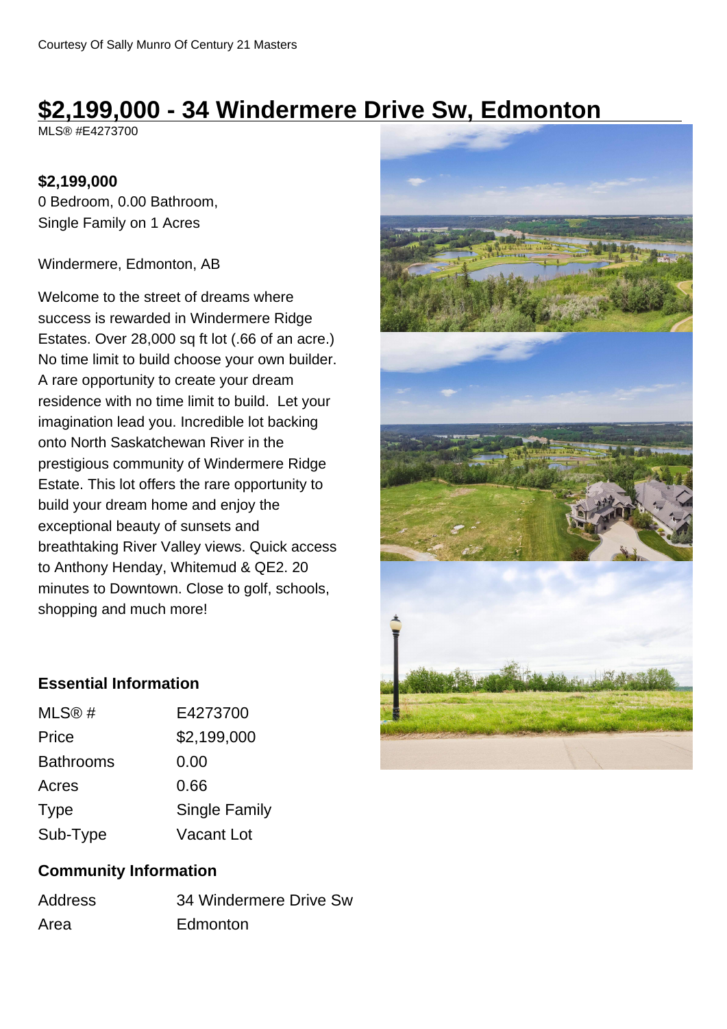Courtesy Of Sally Munro Of Century 21 Masters

# $2,199,000 - 34 Windermere Drive Sw, Edmonton

MLS® #E4273700

**$2,199,000**

0 Bedroom, 0.00 Bathroom,
Single Family on 1 Acres

Windermere, Edmonton, AB

Welcome to the street of dreams where success is rewarded in Windermere Ridge Estates. Over 28,000 sq ft lot (.66 of an acre.) No time limit to build choose your own builder. A rare opportunity to create your dream residence with no time limit to build. Let your imagination lead you. Incredible lot backing onto North Saskatchewan River in the prestigious community of Windermere Ridge Estate. This lot offers the rare opportunity to build your dream home and enjoy the exceptional beauty of sunsets and breathtaking River Valley views. Quick access to Anthony Henday, Whitemud & QE2. 20 minutes to Downtown. Close to golf, schools, shopping and much more!

### Essential Information

| | |
|---|---|
| MLS® # | E4273700 |
| Price | $2,199,000 |
| Bathrooms | 0.00 |
| Acres | 0.66 |
| Type | Single Family |
| Sub-Type | Vacant Lot |

### Community Information

| | |
|---|---|
| Address | 34 Windermere Drive Sw |
| Area | Edmonton |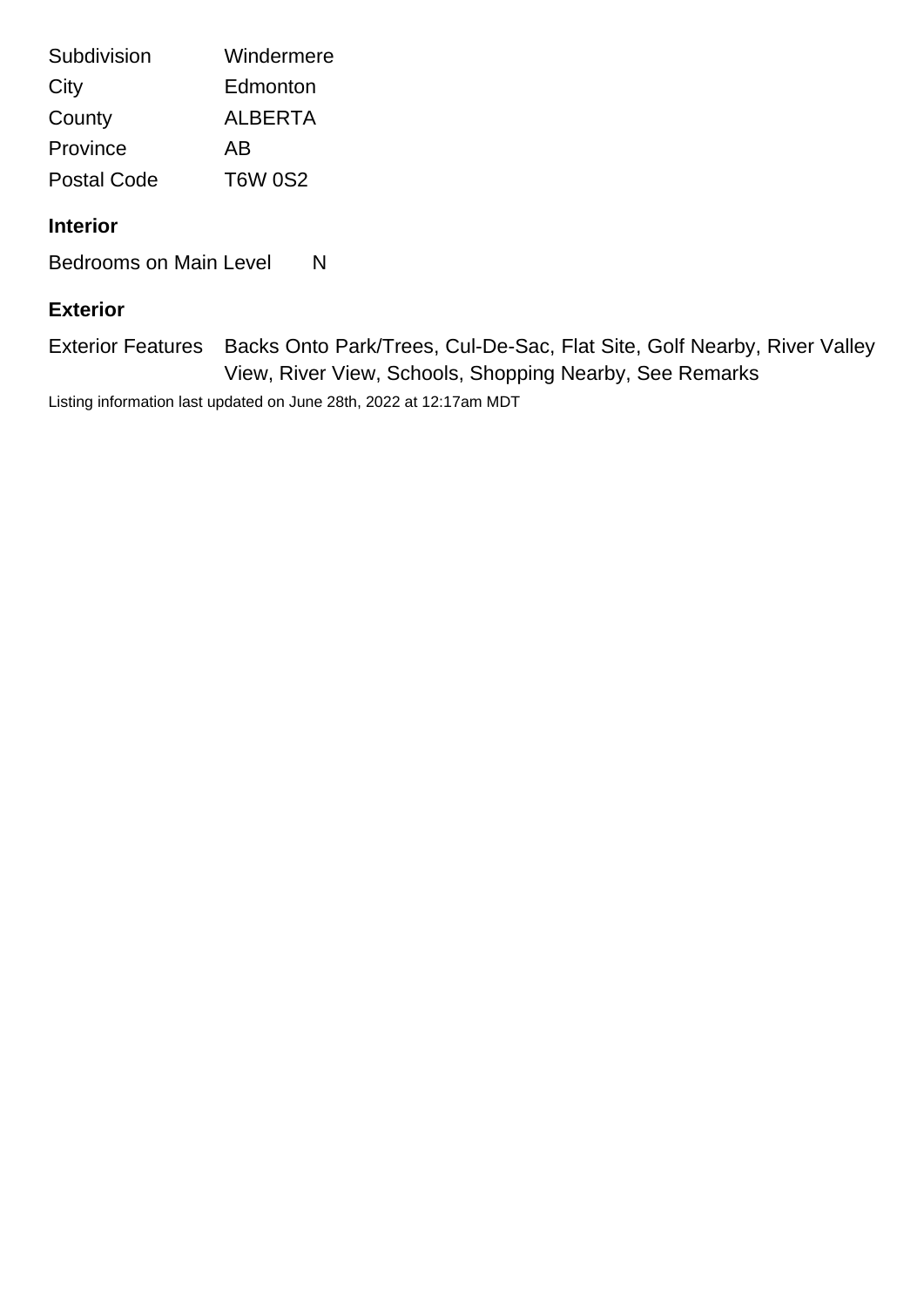| | |
|---|---|
| Subdivision | Windermere |
| City | Edmonton |
| County | ALBERTA |
| Province | AB |
| Postal Code | T6W 0S2 |

## Interior

| | |
|---|---|
| Bedrooms on Main Level | N |

## Exterior

| | |
|---|---|
| Exterior Features | Backs Onto Park/Trees, Cul-De-Sac, Flat Site, Golf Nearby, River Valley View, River View, Schools, Shopping Nearby, See Remarks |

Listing information last updated on June 28th, 2022 at 12:17am MDT